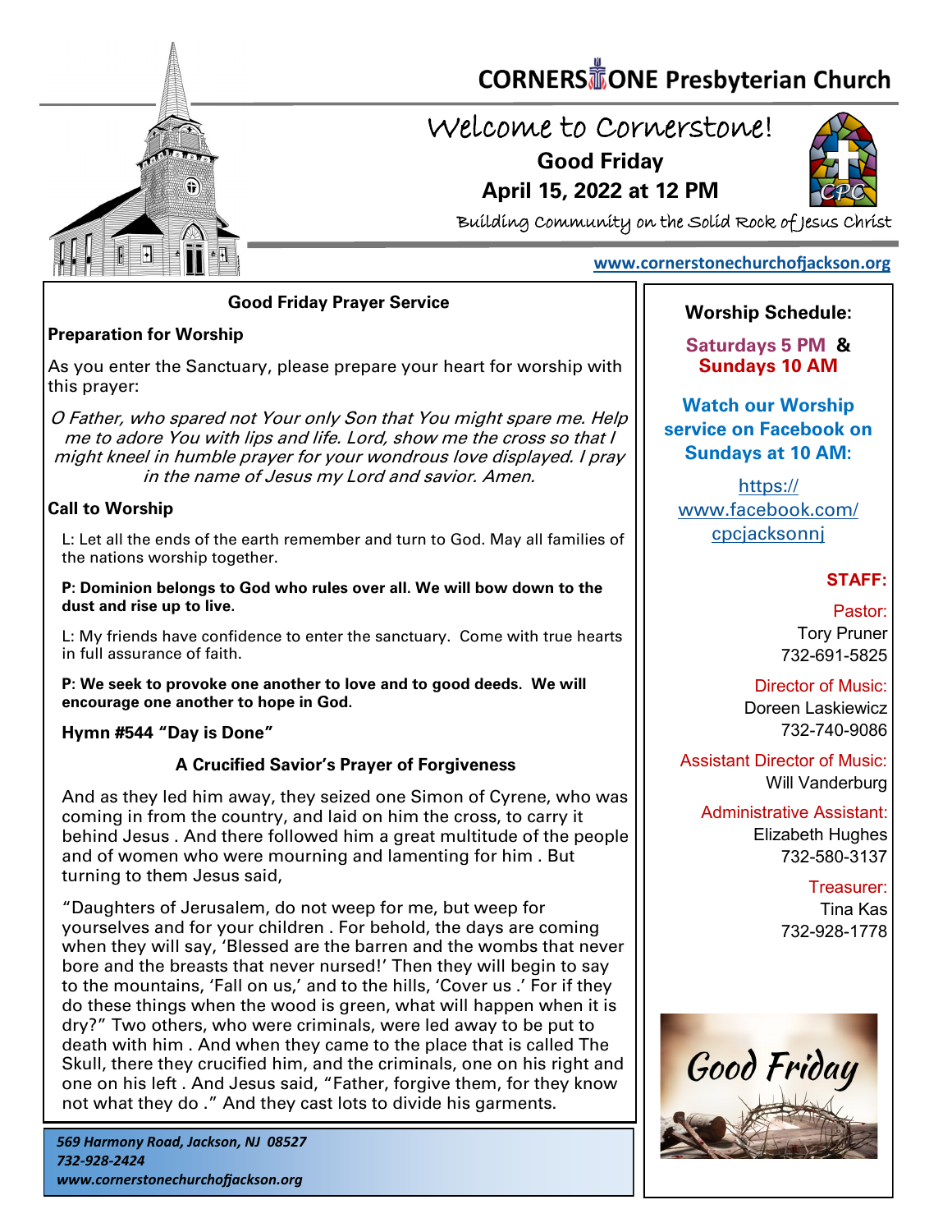# CORNERSTONE Presbyterian Church

## Welcome to Cornerstone!

**Good Friday**

**April 15, 2022 at 12 PM**

Building Community on the Solid Rock of Jesus Christ

www.cornerstonechurchofjackson.org

### Good Friday Prayer Service

**Preparation for Worship**

As you enter the Sanctuary, please prepare your heart for worship with this prayer:

*O Father, who spared not Your only Son that You might spare me. Help me to adore You with lips and life. Lord, show me the cross so that I might kneel in humble prayer for your wondrous love displayed. I pray in the name of Jesus my Lord and savior. Amen.*

**Call to Worship**

L: Let all the ends of the earth remember and turn to God. May all families of the nations worship together.

**P: Dominion belongs to God who rules over all. We will bow down to the dust and rise up to live.**

L: My friends have confidence to enter the sanctuary. Come with true hearts in full assurance of faith.

**P: We seek to provoke one another to love and to good deeds. We will encourage one another to hope in God.**

**Hymn #544 "Day is Done"**

**A Crucified Savior's Prayer of Forgiveness**

And as they led him away, they seized one Simon of Cyrene, who was coming in from the country, and laid on him the cross, to carry it behind Jesus . And there followed him a great multitude of the people and of women who were mourning and lamenting for him . But turning to them Jesus said,

"Daughters of Jerusalem, do not weep for me, but weep for yourselves and for your children . For behold, the days are coming when they will say, 'Blessed are the barren and the wombs that never bore and the breasts that never nursed!' Then they will begin to say to the mountains, 'Fall on us,' and to the hills, 'Cover us .' For if they do these things when the wood is green, what will happen when it is dry?" Two others, who were criminals, were led away to be put to death with him . And when they came to the place that is called The Skull, there they crucified him, and the criminals, one on his right and one on his left . And Jesus said, "Father, forgive them, for they know not what they do ." And they cast lots to divide his garments.

*569 Harmony Road, Jackson, NJ 08527*
*732-928-2424*
*www.cornerstonechurchofjackson.org*

**Worship Schedule:**

**Saturdays 5 PM &**
**Sundays 10 AM**

**Watch our Worship service on Facebook on Sundays at 10 AM:**

https://www.facebook.com/cpcjacksonnj

**STAFF:**

Pastor:
Tory Pruner
732-691-5825

Director of Music:
Doreen Laskiewicz
732-740-9086

Assistant Director of Music:
Will Vanderburg

Administrative Assistant:
Elizabeth Hughes
732-580-3137

Treasurer:
Tina Kas
732-928-1778

Good Friday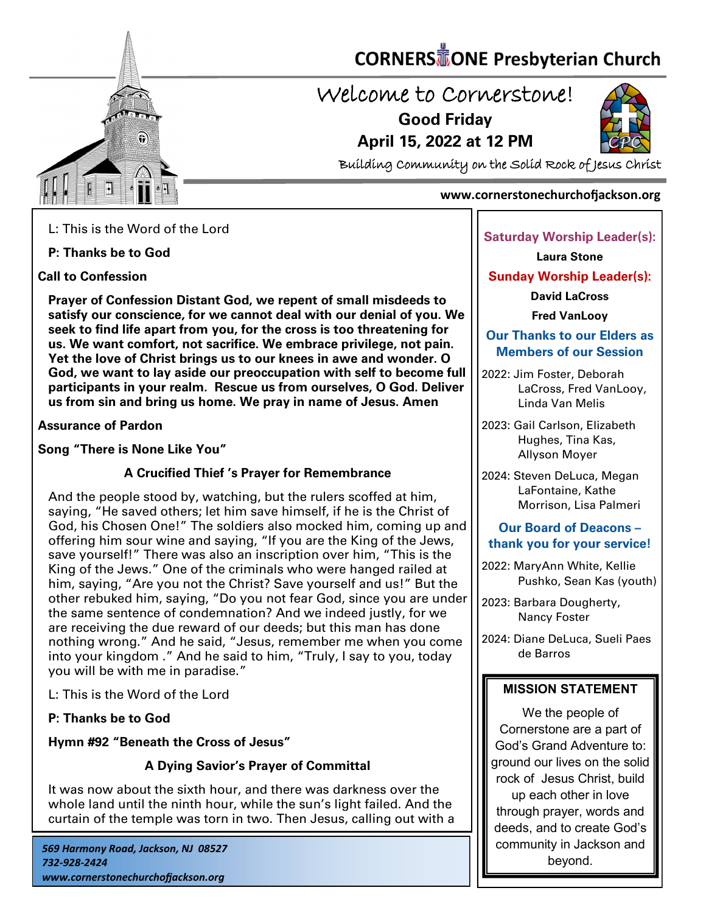# CORNERSTONE Presbyterian Church

## Welcome to Cornerstone!

**Good Friday**

**April 15, 2022 at 12 PM**

Building Community on the Solid Rock of Jesus Christ

www.cornerstonechurchofjackson.org

L: This is the Word of the Lord

**P: Thanks be to God**

**Call to Confession**

**Prayer of Confession Distant God, we repent of small misdeeds to satisfy our conscience, for we cannot deal with our denial of you. We seek to find life apart from you, for the cross is too threatening for us. We want comfort, not sacrifice. We embrace privilege, not pain. Yet the love of Christ brings us to our knees in awe and wonder. O God, we want to lay aside our preoccupation with self to become full participants in your realm. Rescue us from ourselves, O God. Deliver us from sin and bring us home. We pray in name of Jesus. Amen**

**Assurance of Pardon**

**Song "There is None Like You"**

**A Crucified Thief 's Prayer for Remembrance**

And the people stood by, watching, but the rulers scoffed at him, saying, "He saved others; let him save himself, if he is the Christ of God, his Chosen One!" The soldiers also mocked him, coming up and offering him sour wine and saying, "If you are the King of the Jews, save yourself!" There was also an inscription over him, "This is the King of the Jews." One of the criminals who were hanged railed at him, saying, "Are you not the Christ? Save yourself and us!" But the other rebuked him, saying, "Do you not fear God, since you are under the same sentence of condemnation? And we indeed justly, for we are receiving the due reward of our deeds; but this man has done nothing wrong." And he said, "Jesus, remember me when you come into your kingdom ." And he said to him, "Truly, I say to you, today you will be with me in paradise."

L: This is the Word of the Lord

**P: Thanks be to God**

**Hymn #92 "Beneath the Cross of Jesus"**

**A Dying Savior's Prayer of Committal**

It was now about the sixth hour, and there was darkness over the whole land until the ninth hour, while the sun's light failed. And the curtain of the temple was torn in two. Then Jesus, calling out with a

*569 Harmony Road, Jackson, NJ 08527*
*732-928-2424*
*www.cornerstonechurchofjackson.org*

**Saturday Worship Leader(s):**

**Laura Stone**

**Sunday Worship Leader(s):**

**David LaCross**

**Fred VanLooy**

**Our Thanks to our Elders as Members of our Session**

2022: Jim Foster, Deborah LaCross, Fred VanLooy, Linda Van Melis

2023: Gail Carlson, Elizabeth Hughes, Tina Kas, Allyson Moyer

2024: Steven DeLuca, Megan LaFontaine, Kathe Morrison, Lisa Palmeri

**Our Board of Deacons – thank you for your service!**

2022: MaryAnn White, Kellie Pushko, Sean Kas (youth)

2023: Barbara Dougherty, Nancy Foster

2024: Diane DeLuca, Sueli Paes de Barros

**MISSION STATEMENT**

We the people of Cornerstone are a part of God's Grand Adventure to: ground our lives on the solid rock of Jesus Christ, build up each other in love through prayer, words and deeds, and to create God's community in Jackson and beyond.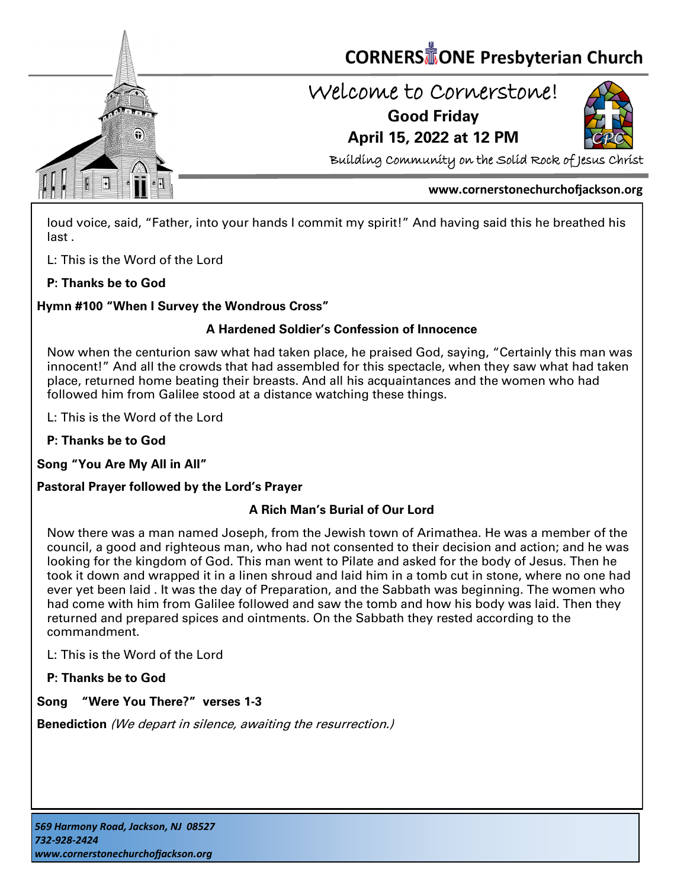loud voice, said, "Father, into your hands I commit my spirit!" And having said this he breathed his last .

L: This is the Word of the Lord

**P: Thanks be to God**

**Hymn #100 "When I Survey the Wondrous Cross"**

### A Hardened Soldier's Confession of Innocence

Now when the centurion saw what had taken place, he praised God, saying, "Certainly this man was innocent!" And all the crowds that had assembled for this spectacle, when they saw what had taken place, returned home beating their breasts. And all his acquaintances and the women who had followed him from Galilee stood at a distance watching these things.

L: This is the Word of the Lord

**P: Thanks be to God**

**Song "You Are My All in All"**

**Pastoral Prayer followed by the Lord's Prayer**

### A Rich Man's Burial of Our Lord

Now there was a man named Joseph, from the Jewish town of Arimathea. He was a member of the council, a good and righteous man, who had not consented to their decision and action; and he was looking for the kingdom of God. This man went to Pilate and asked for the body of Jesus. Then he took it down and wrapped it in a linen shroud and laid him in a tomb cut in stone, where no one had ever yet been laid . It was the day of Preparation, and the Sabbath was beginning. The women who had come with him from Galilee followed and saw the tomb and how his body was laid. Then they returned and prepared spices and ointments. On the Sabbath they rested according to the commandment.

L: This is the Word of the Lord

**P: Thanks be to God**

**Song "Were You There?" verses 1-3**

**Benediction** *(We depart in silence, awaiting the resurrection.)*